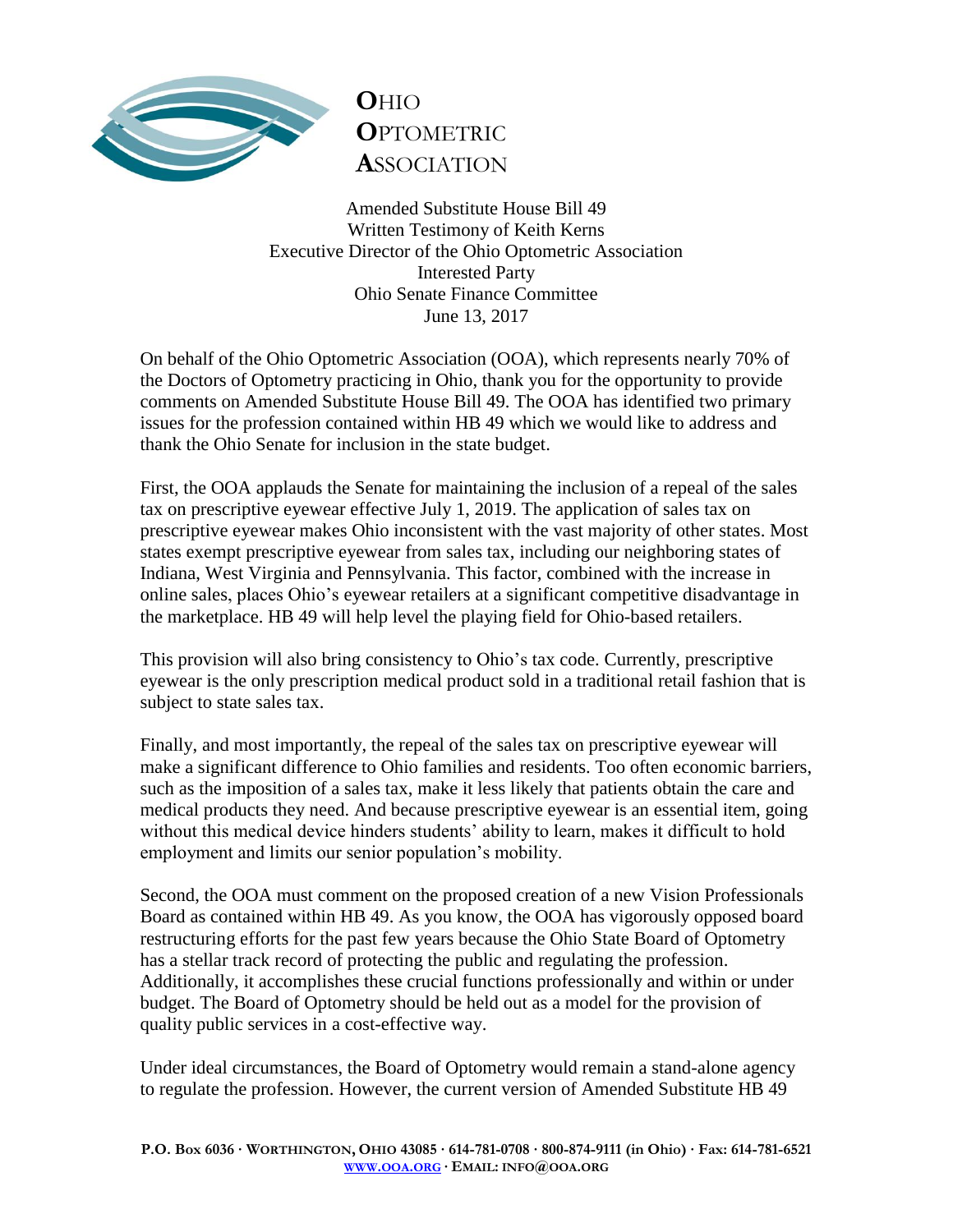**O**HIO
**O**PTOMETRIC
**A**SSOCIATION

Amended Substitute House Bill 49
Written Testimony of Keith Kerns
Executive Director of the Ohio Optometric Association
Interested Party
Ohio Senate Finance Committee
June 13, 2017

On behalf of the Ohio Optometric Association (OOA), which represents nearly 70% of the Doctors of Optometry practicing in Ohio, thank you for the opportunity to provide comments on Amended Substitute House Bill 49. The OOA has identified two primary issues for the profession contained within HB 49 which we would like to address and thank the Ohio Senate for inclusion in the state budget.

First, the OOA applauds the Senate for maintaining the inclusion of a repeal of the sales tax on prescriptive eyewear effective July 1, 2019. The application of sales tax on prescriptive eyewear makes Ohio inconsistent with the vast majority of other states. Most states exempt prescriptive eyewear from sales tax, including our neighboring states of Indiana, West Virginia and Pennsylvania. This factor, combined with the increase in online sales, places Ohio's eyewear retailers at a significant competitive disadvantage in the marketplace. HB 49 will help level the playing field for Ohio-based retailers.

This provision will also bring consistency to Ohio's tax code. Currently, prescriptive eyewear is the only prescription medical product sold in a traditional retail fashion that is subject to state sales tax.

Finally, and most importantly, the repeal of the sales tax on prescriptive eyewear will make a significant difference to Ohio families and residents. Too often economic barriers, such as the imposition of a sales tax, make it less likely that patients obtain the care and medical products they need. And because prescriptive eyewear is an essential item, going without this medical device hinders students' ability to learn, makes it difficult to hold employment and limits our senior population's mobility.

Second, the OOA must comment on the proposed creation of a new Vision Professionals Board as contained within HB 49. As you know, the OOA has vigorously opposed board restructuring efforts for the past few years because the Ohio State Board of Optometry has a stellar track record of protecting the public and regulating the profession. Additionally, it accomplishes these crucial functions professionally and within or under budget. The Board of Optometry should be held out as a model for the provision of quality public services in a cost-effective way.

Under ideal circumstances, the Board of Optometry would remain a stand-alone agency to regulate the profession. However, the current version of Amended Substitute HB 49

P.O. Box 6036 · WORTHINGTON, OHIO 43085 · 614-781-0708 · 800-874-9111 (in Ohio) · Fax: 614-781-6521
WWW.OOA.ORG · EMAIL: INFO@OOA.ORG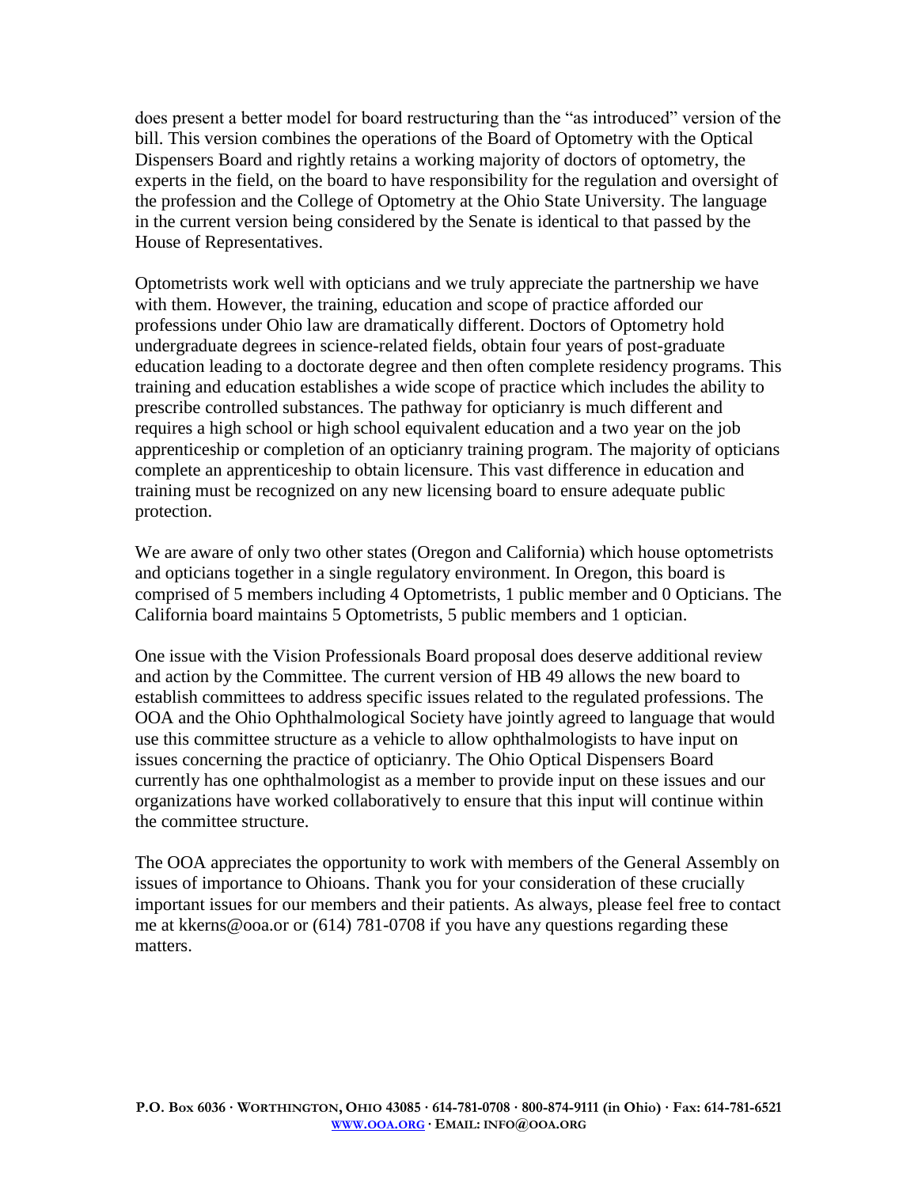does present a better model for board restructuring than the "as introduced" version of the bill. This version combines the operations of the Board of Optometry with the Optical Dispensers Board and rightly retains a working majority of doctors of optometry, the experts in the field, on the board to have responsibility for the regulation and oversight of the profession and the College of Optometry at the Ohio State University. The language in the current version being considered by the Senate is identical to that passed by the House of Representatives.

Optometrists work well with opticians and we truly appreciate the partnership we have with them. However, the training, education and scope of practice afforded our professions under Ohio law are dramatically different. Doctors of Optometry hold undergraduate degrees in science-related fields, obtain four years of post-graduate education leading to a doctorate degree and then often complete residency programs. This training and education establishes a wide scope of practice which includes the ability to prescribe controlled substances. The pathway for opticianry is much different and requires a high school or high school equivalent education and a two year on the job apprenticeship or completion of an opticianry training program. The majority of opticians complete an apprenticeship to obtain licensure. This vast difference in education and training must be recognized on any new licensing board to ensure adequate public protection.

We are aware of only two other states (Oregon and California) which house optometrists and opticians together in a single regulatory environment. In Oregon, this board is comprised of 5 members including 4 Optometrists, 1 public member and 0 Opticians. The California board maintains 5 Optometrists, 5 public members and 1 optician.

One issue with the Vision Professionals Board proposal does deserve additional review and action by the Committee. The current version of HB 49 allows the new board to establish committees to address specific issues related to the regulated professions. The OOA and the Ohio Ophthalmological Society have jointly agreed to language that would use this committee structure as a vehicle to allow ophthalmologists to have input on issues concerning the practice of opticianry. The Ohio Optical Dispensers Board currently has one ophthalmologist as a member to provide input on these issues and our organizations have worked collaboratively to ensure that this input will continue within the committee structure.

The OOA appreciates the opportunity to work with members of the General Assembly on issues of importance to Ohioans. Thank you for your consideration of these crucially important issues for our members and their patients. As always, please feel free to contact me at kkerns@ooa.or or (614) 781-0708 if you have any questions regarding these matters.

**P.O. Box 6036 · Worthington, Ohio 43085 · 614-781-0708 · 800-874-9111 (in Ohio) · Fax: 614-781-6521**
**www.ooa.org · Email: info@ooa.org**